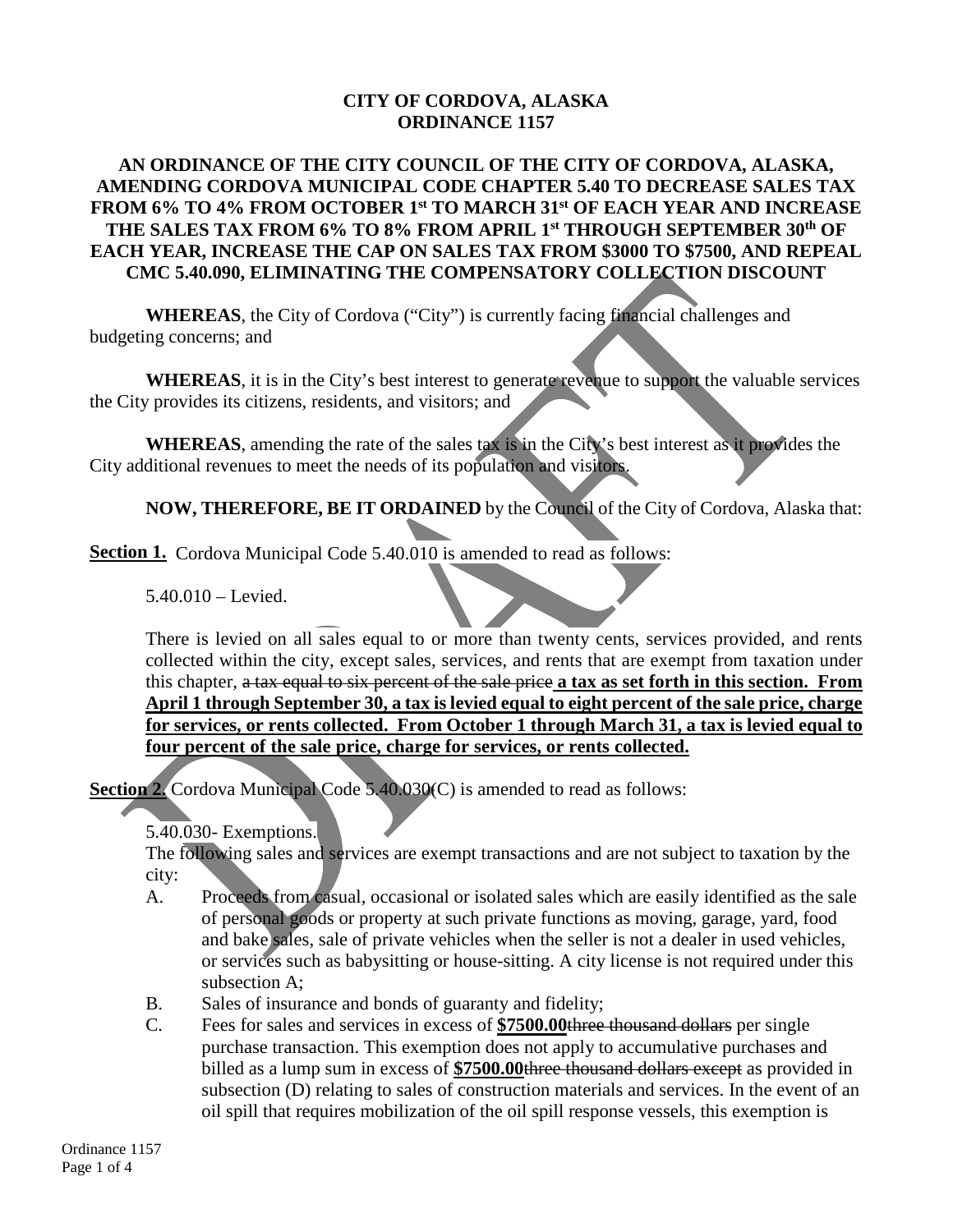**CITY OF CORDOVA, ALASKA**
**ORDINANCE 1157**

**AN ORDINANCE OF THE CITY COUNCIL OF THE CITY OF CORDOVA, ALASKA, AMENDING CORDOVA MUNICIPAL CODE CHAPTER 5.40 TO DECREASE SALES TAX FROM 6% TO 4% FROM OCTOBER 1st TO MARCH 31st OF EACH YEAR AND INCREASE THE SALES TAX FROM 6% TO 8% FROM APRIL 1st THROUGH SEPTEMBER 30th OF EACH YEAR, INCREASE THE CAP ON SALES TAX FROM $3000 TO $7500, AND REPEAL CMC 5.40.090, ELIMINATING THE COMPENSATORY COLLECTION DISCOUNT**

**WHEREAS**, the City of Cordova ("City") is currently facing financial challenges and budgeting concerns; and

**WHEREAS**, it is in the City's best interest to generate revenue to support the valuable services the City provides its citizens, residents, and visitors; and

**WHEREAS**, amending the rate of the sales tax is in the City's best interest as it provides the City additional revenues to meet the needs of its population and visitors.

**NOW, THEREFORE, BE IT ORDAINED** by the Council of the City of Cordova, Alaska that:

**Section 1.** Cordova Municipal Code 5.40.010 is amended to read as follows:

5.40.010 – Levied.

There is levied on all sales equal to or more than twenty cents, services provided, and rents collected within the city, except sales, services, and rents that are exempt from taxation under this chapter, ~~a tax equal to six percent of the sale price~~ **a tax as set forth in this section. From April 1 through September 30, a tax is levied equal to eight percent of the sale price, charge for services, or rents collected. From October 1 through March 31, a tax is levied equal to four percent of the sale price, charge for services, or rents collected.**

**Section 2.** Cordova Municipal Code 5.40.030(C) is amended to read as follows:

5.40.030- Exemptions.
The following sales and services are exempt transactions and are not subject to taxation by the city:

A. Proceeds from casual, occasional or isolated sales which are easily identified as the sale of personal goods or property at such private functions as moving, garage, yard, food and bake sales, sale of private vehicles when the seller is not a dealer in used vehicles, or services such as babysitting or house-sitting. A city license is not required under this subsection A;

B. Sales of insurance and bonds of guaranty and fidelity;

C. Fees for sales and services in excess of **$7500.00**~~three thousand dollars~~ per single purchase transaction. This exemption does not apply to accumulative purchases and billed as a lump sum in excess of **$7500.00**~~three thousand dollars except~~ as provided in subsection (D) relating to sales of construction materials and services. In the event of an oil spill that requires mobilization of the oil spill response vessels, this exemption is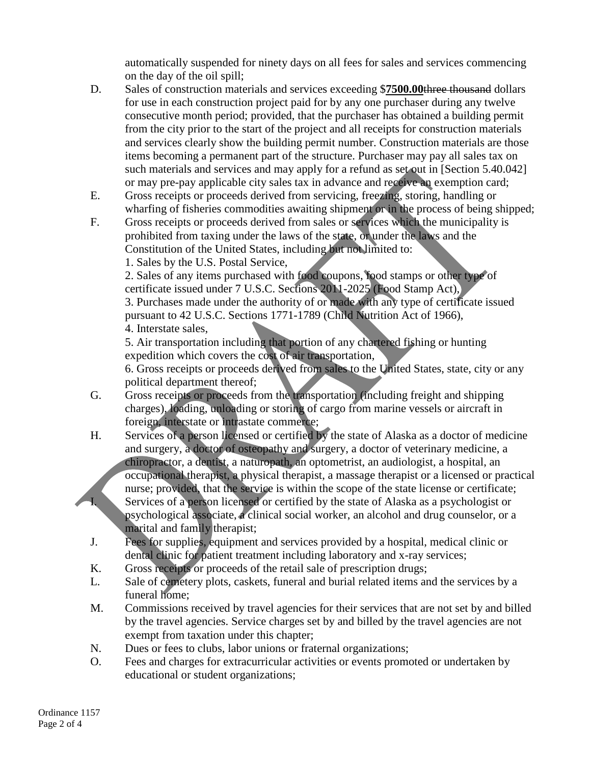automatically suspended for ninety days on all fees for sales and services commencing on the day of the oil spill;

D. Sales of construction materials and services exceeding $**<u>7500.00</u>**~~three thousand~~ dollars for use in each construction project paid for by any one purchaser during any twelve consecutive month period; provided, that the purchaser has obtained a building permit from the city prior to the start of the project and all receipts for construction materials and services clearly show the building permit number. Construction materials are those items becoming a permanent part of the structure. Purchaser may pay all sales tax on such materials and services and may apply for a refund as set out in [Section 5.40.042] or may pre-pay applicable city sales tax in advance and receive an exemption card;

E. Gross receipts or proceeds derived from servicing, freezing, storing, handling or wharfing of fisheries commodities awaiting shipment or in the process of being shipped;

F. Gross receipts or proceeds derived from sales or services which the municipality is prohibited from taxing under the laws of the state, or under the laws and the Constitution of the United States, including but not limited to:
   1. Sales by the U.S. Postal Service,
   2. Sales of any items purchased with food coupons, food stamps or other type of certificate issued under 7 U.S.C. Sections 2011-2025 (Food Stamp Act),
   3. Purchases made under the authority of or made with any type of certificate issued pursuant to 42 U.S.C. Sections 1771-1789 (Child Nutrition Act of 1966),
   4. Interstate sales,
   5. Air transportation including that portion of any chartered fishing or hunting expedition which covers the cost of air transportation,
   6. Gross receipts or proceeds derived from sales to the United States, state, city or any political department thereof;

G. Gross receipts or proceeds from the transportation (including freight and shipping charges), loading, unloading or storing of cargo from marine vessels or aircraft in foreign, interstate or intrastate commerce;

H. Services of a person licensed or certified by the state of Alaska as a doctor of medicine and surgery, a doctor of osteopathy and surgery, a doctor of veterinary medicine, a chiropractor, a dentist, a naturopath, an optometrist, an audiologist, a hospital, an occupational therapist, a physical therapist, a massage therapist or a licensed or practical nurse; provided, that the service is within the scope of the state license or certificate;

I. Services of a person licensed or certified by the state of Alaska as a psychologist or psychological associate, a clinical social worker, an alcohol and drug counselor, or a marital and family therapist;

J. Fees for supplies, equipment and services provided by a hospital, medical clinic or dental clinic for patient treatment including laboratory and x-ray services;

K. Gross receipts or proceeds of the retail sale of prescription drugs;

L. Sale of cemetery plots, caskets, funeral and burial related items and the services by a funeral home;

M. Commissions received by travel agencies for their services that are not set by and billed by the travel agencies. Service charges set by and billed by the travel agencies are not exempt from taxation under this chapter;

N. Dues or fees to clubs, labor unions or fraternal organizations;

O. Fees and charges for extracurricular activities or events promoted or undertaken by educational or student organizations;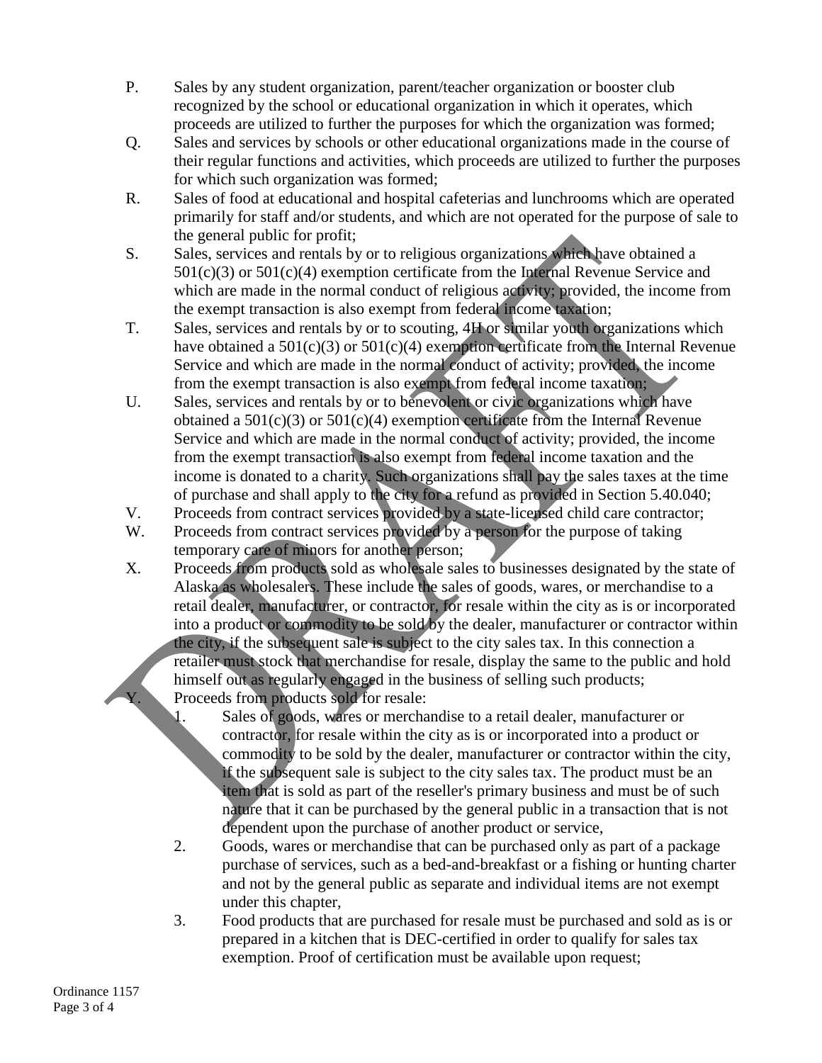P. Sales by any student organization, parent/teacher organization or booster club recognized by the school or educational organization in which it operates, which proceeds are utilized to further the purposes for which the organization was formed;

Q. Sales and services by schools or other educational organizations made in the course of their regular functions and activities, which proceeds are utilized to further the purposes for which such organization was formed;

R. Sales of food at educational and hospital cafeterias and lunchrooms which are operated primarily for staff and/or students, and which are not operated for the purpose of sale to the general public for profit;

S. Sales, services and rentals by or to religious organizations which have obtained a 501(c)(3) or 501(c)(4) exemption certificate from the Internal Revenue Service and which are made in the normal conduct of religious activity; provided, the income from the exempt transaction is also exempt from federal income taxation;

T. Sales, services and rentals by or to scouting, 4H or similar youth organizations which have obtained a 501(c)(3) or 501(c)(4) exemption certificate from the Internal Revenue Service and which are made in the normal conduct of activity; provided, the income from the exempt transaction is also exempt from federal income taxation;

U. Sales, services and rentals by or to benevolent or civic organizations which have obtained a 501(c)(3) or 501(c)(4) exemption certificate from the Internal Revenue Service and which are made in the normal conduct of activity; provided, the income from the exempt transaction is also exempt from federal income taxation and the income is donated to a charity. Such organizations shall pay the sales taxes at the time of purchase and shall apply to the city for a refund as provided in Section 5.40.040;

V. Proceeds from contract services provided by a state-licensed child care contractor;

W. Proceeds from contract services provided by a person for the purpose of taking temporary care of minors for another person;

X. Proceeds from products sold as wholesale sales to businesses designated by the state of Alaska as wholesalers. These include the sales of goods, wares, or merchandise to a retail dealer, manufacturer, or contractor, for resale within the city as is or incorporated into a product or commodity to be sold by the dealer, manufacturer or contractor within the city, if the subsequent sale is subject to the city sales tax. In this connection a retailer must stock that merchandise for resale, display the same to the public and hold himself out as regularly engaged in the business of selling such products;

Y. Proceeds from products sold for resale:

   1. Sales of goods, wares or merchandise to a retail dealer, manufacturer or contractor, for resale within the city as is or incorporated into a product or commodity to be sold by the dealer, manufacturer or contractor within the city, if the subsequent sale is subject to the city sales tax. The product must be an item that is sold as part of the reseller's primary business and must be of such nature that it can be purchased by the general public in a transaction that is not dependent upon the purchase of another product or service,

   2. Goods, wares or merchandise that can be purchased only as part of a package purchase of services, such as a bed-and-breakfast or a fishing or hunting charter and not by the general public as separate and individual items are not exempt under this chapter,

   3. Food products that are purchased for resale must be purchased and sold as is or prepared in a kitchen that is DEC-certified in order to qualify for sales tax exemption. Proof of certification must be available upon request;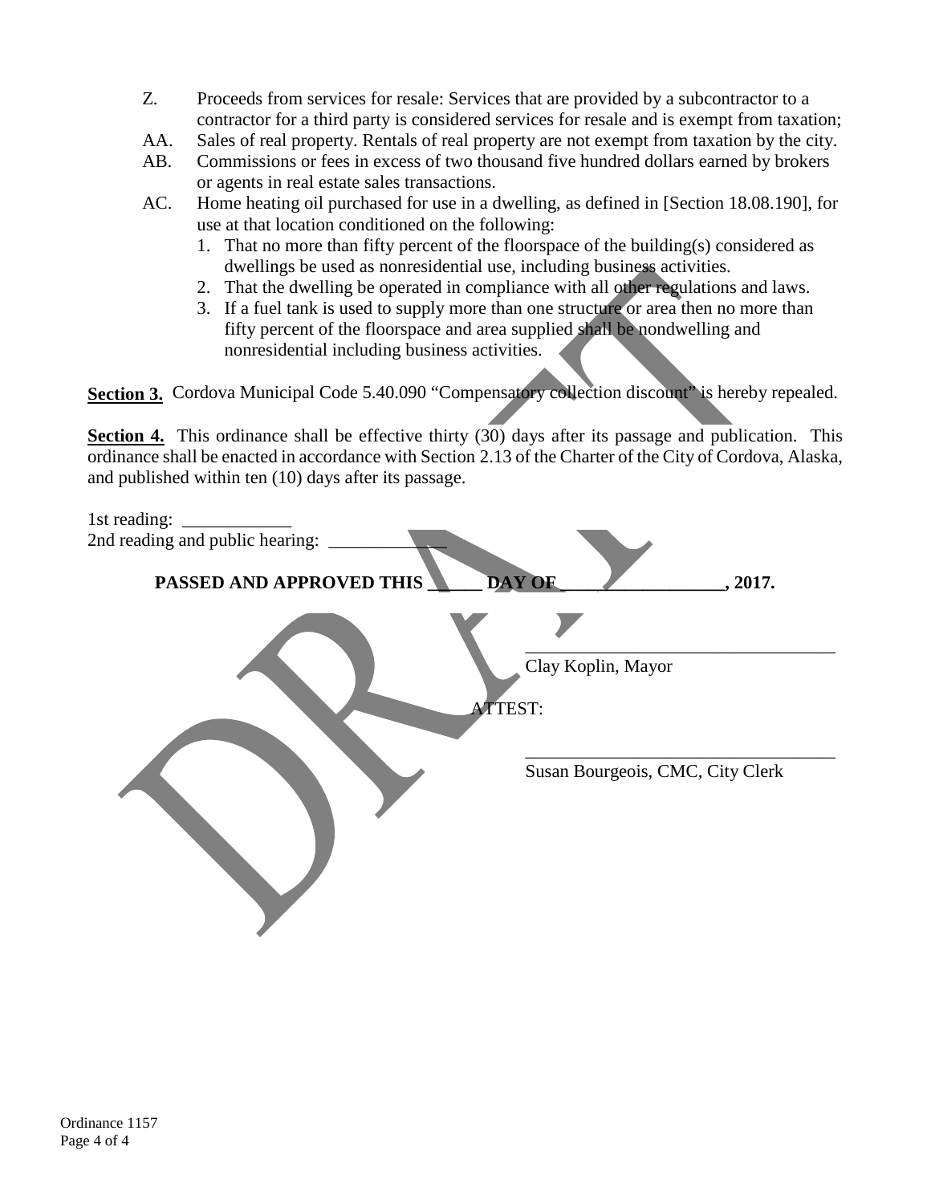Z. Proceeds from services for resale: Services that are provided by a subcontractor to a contractor for a third party is considered services for resale and is exempt from taxation;

AA. Sales of real property. Rentals of real property are not exempt from taxation by the city.

AB. Commissions or fees in excess of two thousand five hundred dollars earned by brokers or agents in real estate sales transactions.

AC. Home heating oil purchased for use in a dwelling, as defined in [Section 18.08.190], for use at that location conditioned on the following:

1. That no more than fifty percent of the floorspace of the building(s) considered as dwellings be used as nonresidential use, including business activities.
2. That the dwelling be operated in compliance with all other regulations and laws.
3. If a fuel tank is used to supply more than one structure or area then no more than fifty percent of the floorspace and area supplied shall be nondwelling and nonresidential including business activities.

**Section 3.** Cordova Municipal Code 5.40.090 “Compensatory collection discount” is hereby repealed.

**Section 4.** This ordinance shall be effective thirty (30) days after its passage and publication. This ordinance shall be enacted in accordance with Section 2.13 of the Charter of the City of Cordova, Alaska, and published within ten (10) days after its passage.

1st reading: ____________

2nd reading and public hearing: ____________

**PASSED AND APPROVED THIS ______ DAY OF __________________, 2017.**

__________________________________

Clay Koplin, Mayor

ATTEST:

__________________________________

Susan Bourgeois, CMC, City Clerk

Ordinance 1157